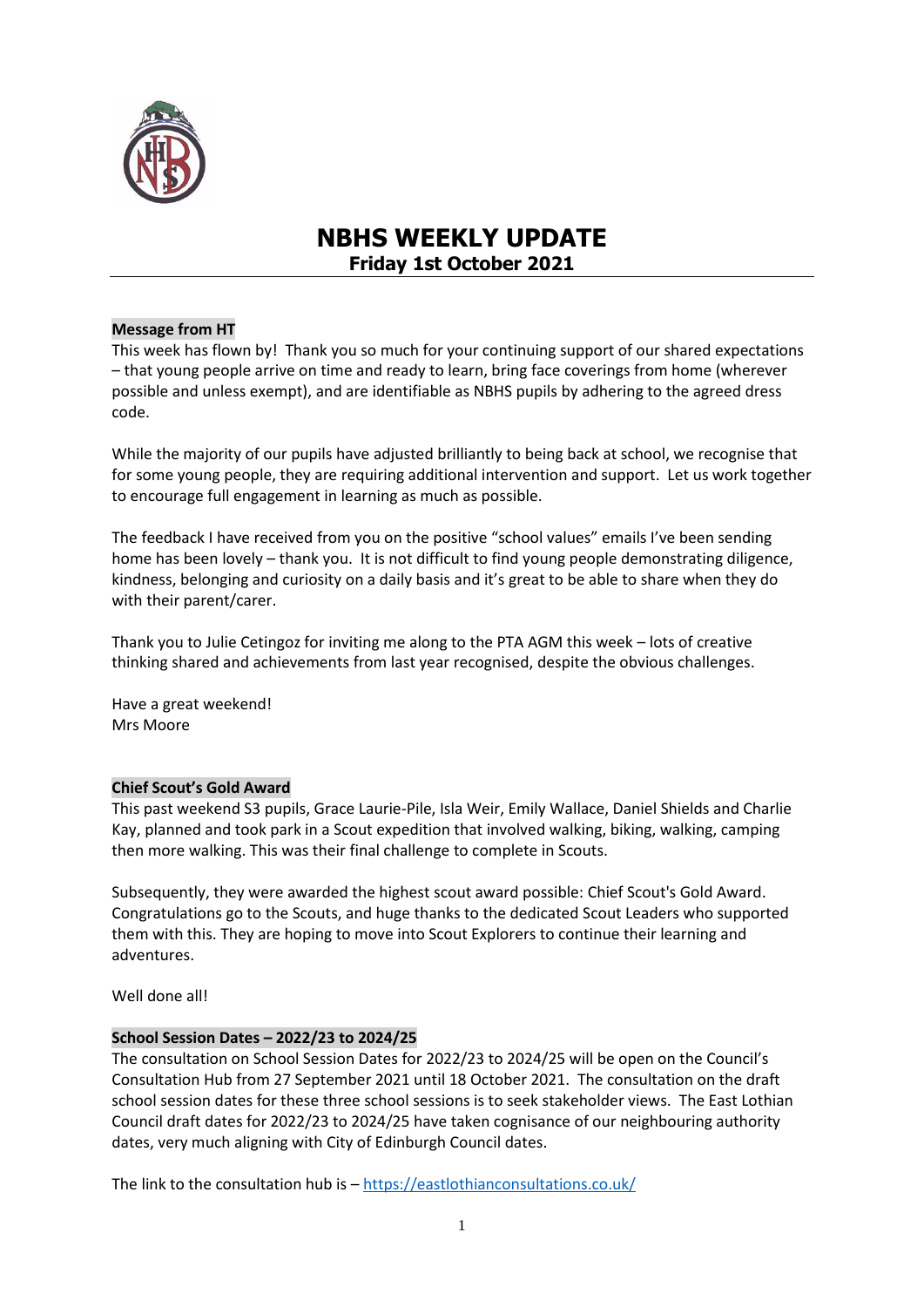# NBHS WEEKLY UPDATE

## Friday 1st October 2021

### Message from HT

This week has flown by! Thank you so much for your continuing support of our shared expectations – that young people arrive on time and ready to learn, bring face coverings from home (wherever possible and unless exempt), and are identifiable as NBHS pupils by adhering to the agreed dress code.

While the majority of our pupils have adjusted brilliantly to being back at school, we recognise that for some young people, they are requiring additional intervention and support. Let us work together to encourage full engagement in learning as much as possible.

The feedback I have received from you on the positive "school values" emails I've been sending home has been lovely – thank you. It is not difficult to find young people demonstrating diligence, kindness, belonging and curiosity on a daily basis and it's great to be able to share when they do with their parent/carer.

Thank you to Julie Cetingoz for inviting me along to the PTA AGM this week – lots of creative thinking shared and achievements from last year recognised, despite the obvious challenges.

Have a great weekend!
Mrs Moore

### Chief Scout's Gold Award

This past weekend S3 pupils, Grace Laurie-Pile, Isla Weir, Emily Wallace, Daniel Shields and Charlie Kay, planned and took park in a Scout expedition that involved walking, biking, walking, camping then more walking. This was their final challenge to complete in Scouts.

Subsequently, they were awarded the highest scout award possible: Chief Scout's Gold Award. Congratulations go to the Scouts, and huge thanks to the dedicated Scout Leaders who supported them with this. They are hoping to move into Scout Explorers to continue their learning and adventures.

Well done all!

### School Session Dates – 2022/23 to 2024/25

The consultation on School Session Dates for 2022/23 to 2024/25 will be open on the Council's Consultation Hub from 27 September 2021 until 18 October 2021. The consultation on the draft school session dates for these three school sessions is to seek stakeholder views. The East Lothian Council draft dates for 2022/23 to 2024/25 have taken cognisance of our neighbouring authority dates, very much aligning with City of Edinburgh Council dates.

The link to the consultation hub is – https://eastlothianconsultations.co.uk/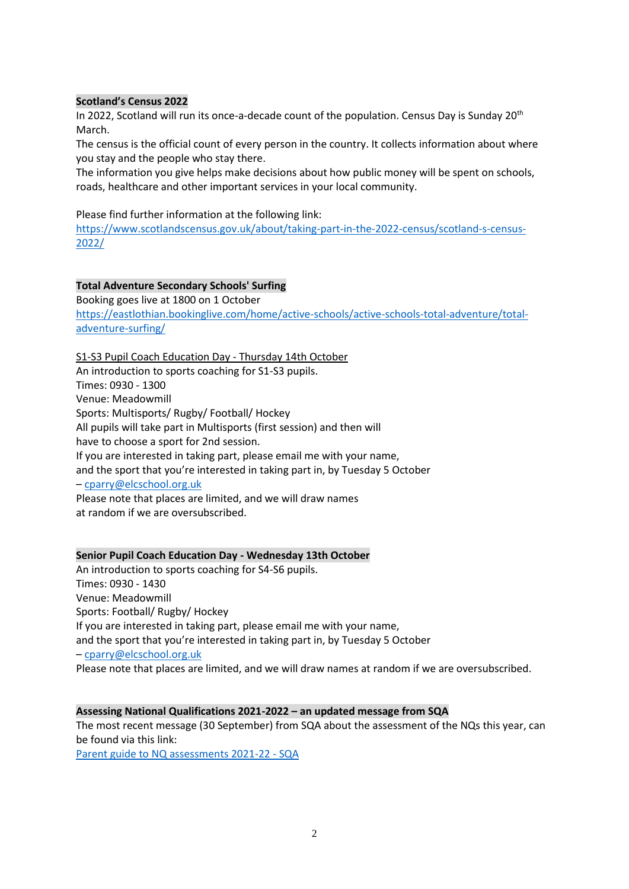**Scotland's Census 2022**

In 2022, Scotland will run its once-a-decade count of the population. Census Day is Sunday 20th March.

The census is the official count of every person in the country. It collects information about where you stay and the people who stay there.

The information you give helps make decisions about how public money will be spent on schools, roads, healthcare and other important services in your local community.

Please find further information at the following link:
https://www.scotlandscensus.gov.uk/about/taking-part-in-the-2022-census/scotland-s-census-2022/

**Total Adventure Secondary Schools' Surfing**

Booking goes live at 1800 on 1 October
https://eastlothian.bookinglive.com/home/active-schools/active-schools-total-adventure/total-adventure-surfing/

S1-S3 Pupil Coach Education Day - Thursday 14th October

An introduction to sports coaching for S1-S3 pupils.
Times: 0930 - 1300
Venue: Meadowmill
Sports: Multisports/ Rugby/ Football/ Hockey
All pupils will take part in Multisports (first session) and then will have to choose a sport for 2nd session.
If you are interested in taking part, please email me with your name, and the sport that you're interested in taking part in, by Tuesday 5 October – cparry@elcschool.org.uk
Please note that places are limited, and we will draw names at random if we are oversubscribed.

**Senior Pupil Coach Education Day - Wednesday 13th October**

An introduction to sports coaching for S4-S6 pupils.
Times: 0930 - 1430
Venue: Meadowmill
Sports: Football/ Rugby/ Hockey
If you are interested in taking part, please email me with your name, and the sport that you're interested in taking part in, by Tuesday 5 October – cparry@elcschool.org.uk
Please note that places are limited, and we will draw names at random if we are oversubscribed.

**Assessing National Qualifications 2021-2022 – an updated message from SQA**

The most recent message (30 September) from SQA about the assessment of the NQs this year, can be found via this link:
Parent guide to NQ assessments 2021-22 - SQA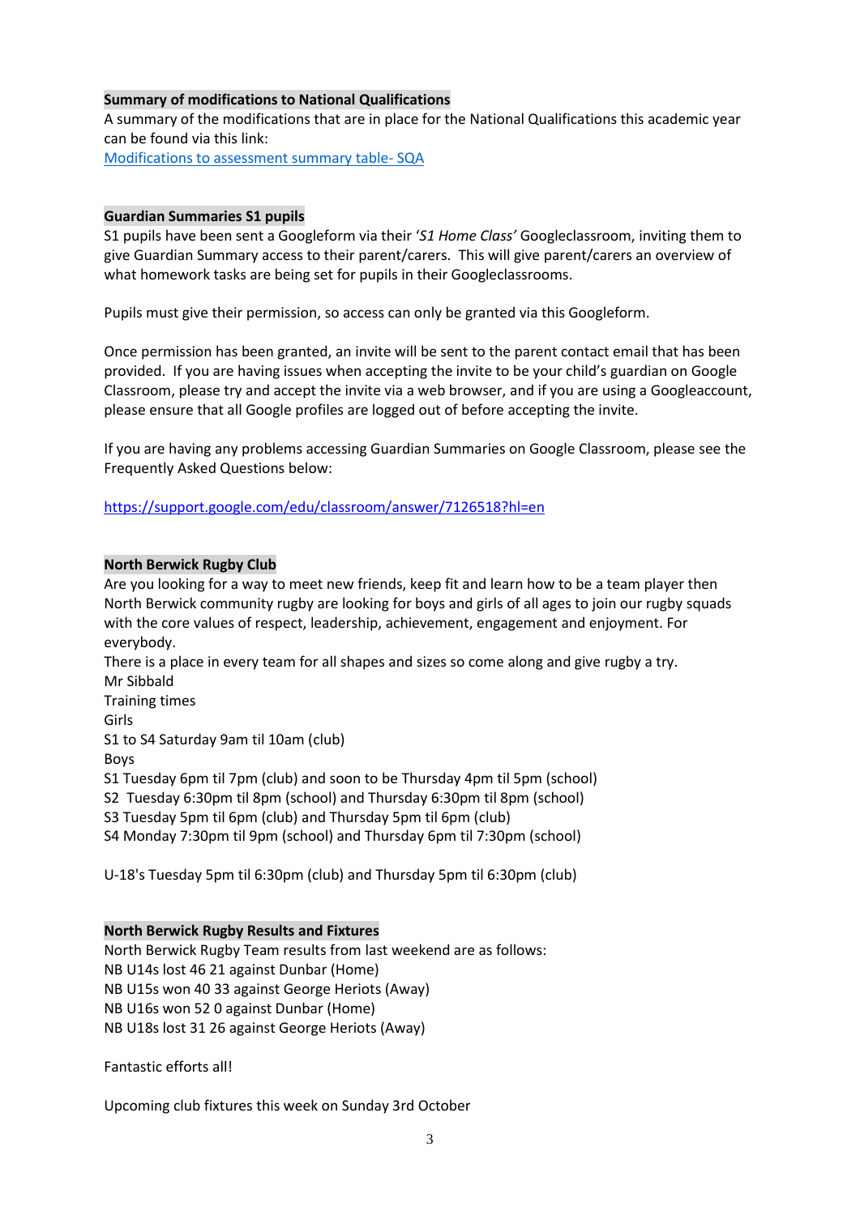**Summary of modifications to National Qualifications**

A summary of the modifications that are in place for the National Qualifications this academic year can be found via this link:

[Modifications to assessment summary table- SQA]()

**Guardian Summaries S1 pupils**

S1 pupils have been sent a Googleform via their '*S1 Home Class'* Googleclassroom, inviting them to give Guardian Summary access to their parent/carers. This will give parent/carers an overview of what homework tasks are being set for pupils in their Googleclassrooms.

Pupils must give their permission, so access can only be granted via this Googleform.

Once permission has been granted, an invite will be sent to the parent contact email that has been provided. If you are having issues when accepting the invite to be your child's guardian on Google Classroom, please try and accept the invite via a web browser, and if you are using a Googleaccount, please ensure that all Google profiles are logged out of before accepting the invite.

If you are having any problems accessing Guardian Summaries on Google Classroom, please see the Frequently Asked Questions below:

https://support.google.com/edu/classroom/answer/7126518?hl=en

**North Berwick Rugby Club**

Are you looking for a way to meet new friends, keep fit and learn how to be a team player then North Berwick community rugby are looking for boys and girls of all ages to join our rugby squads with the core values of respect, leadership, achievement, engagement and enjoyment. For everybody.
There is a place in every team for all shapes and sizes so come along and give rugby a try.
Mr Sibbald
Training times
Girls
S1 to S4 Saturday 9am til 10am (club)
Boys
S1 Tuesday 6pm til 7pm (club) and soon to be Thursday 4pm til 5pm (school)
S2 Tuesday 6:30pm til 8pm (school) and Thursday 6:30pm til 8pm (school)
S3 Tuesday 5pm til 6pm (club) and Thursday 5pm til 6pm (club)
S4 Monday 7:30pm til 9pm (school) and Thursday 6pm til 7:30pm (school)

U-18's Tuesday 5pm til 6:30pm (club) and Thursday 5pm til 6:30pm (club)

**North Berwick Rugby Results and Fixtures**

North Berwick Rugby Team results from last weekend are as follows:
NB U14s lost 46 21 against Dunbar (Home)
NB U15s won 40 33 against George Heriots (Away)
NB U16s won 52 0 against Dunbar (Home)
NB U18s lost 31 26 against George Heriots (Away)

Fantastic efforts all!

Upcoming club fixtures this week on Sunday 3rd October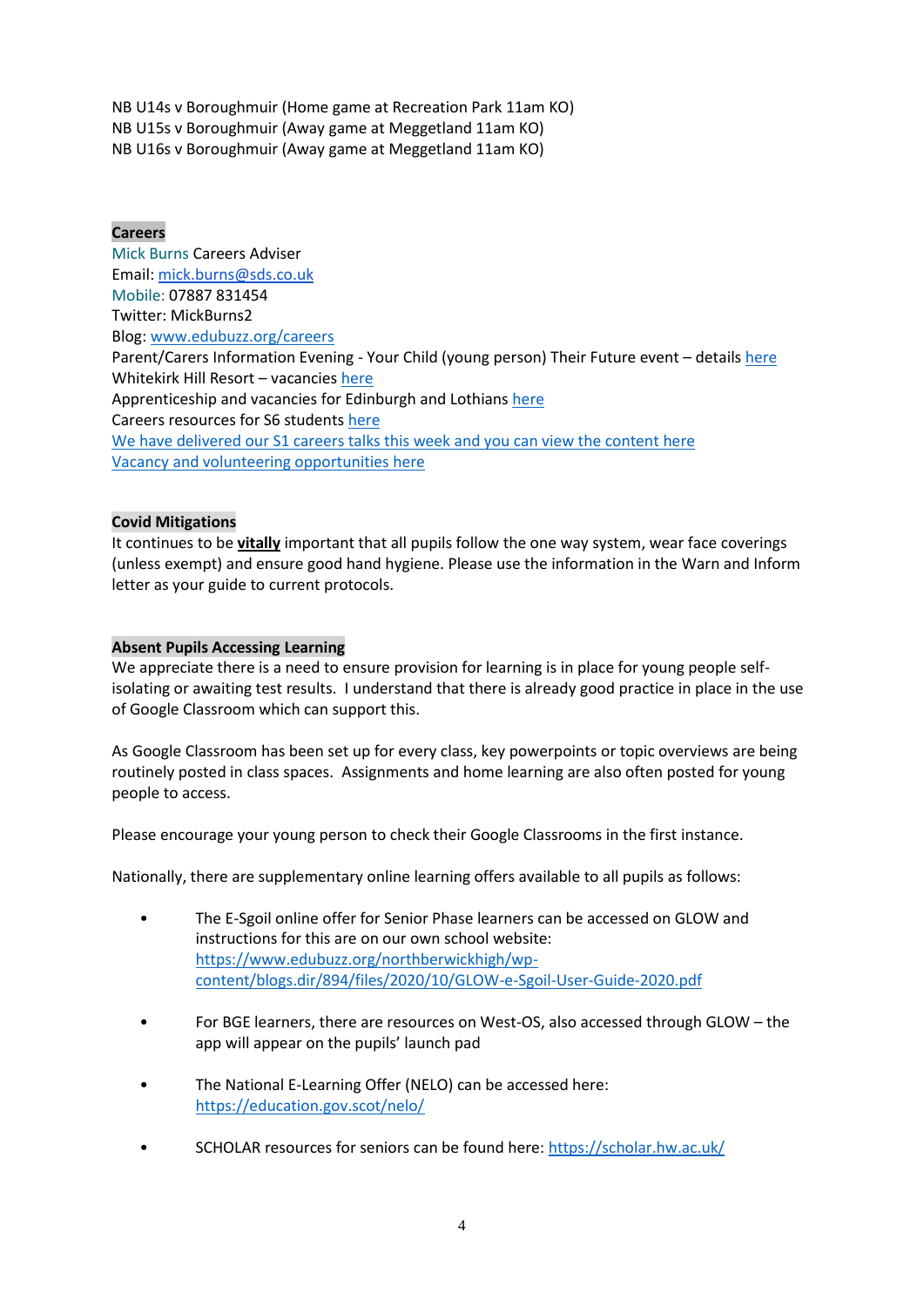NB U14s v Boroughmuir (Home game at Recreation Park 11am KO)
NB U15s v Boroughmuir (Away game at Meggetland 11am KO)
NB U16s v Boroughmuir (Away game at Meggetland 11am KO)

**Careers**

Mick Burns Careers Adviser
Email: mick.burns@sds.co.uk
Mobile: 07887 831454
Twitter: MickBurns2
Blog: www.edubuzz.org/careers
Parent/Carers Information Evening - Your Child (young person) Their Future event – details here
Whitekirk Hill Resort – vacancies here
Apprenticeship and vacancies for Edinburgh and Lothians here
Careers resources for S6 students here
We have delivered our S1 careers talks this week and you can view the content here
Vacancy and volunteering opportunities here

**Covid Mitigations**

It continues to be **vitally** important that all pupils follow the one way system, wear face coverings (unless exempt) and ensure good hand hygiene. Please use the information in the Warn and Inform letter as your guide to current protocols.

**Absent Pupils Accessing Learning**

We appreciate there is a need to ensure provision for learning is in place for young people self-isolating or awaiting test results. I understand that there is already good practice in place in the use of Google Classroom which can support this.

As Google Classroom has been set up for every class, key powerpoints or topic overviews are being routinely posted in class spaces. Assignments and home learning are also often posted for young people to access.

Please encourage your young person to check their Google Classrooms in the first instance.

Nationally, there are supplementary online learning offers available to all pupils as follows:

- The E-Sgoil online offer for Senior Phase learners can be accessed on GLOW and instructions for this are on our own school website: https://www.edubuzz.org/northberwickhigh/wp-content/blogs.dir/894/files/2020/10/GLOW-e-Sgoil-User-Guide-2020.pdf

- For BGE learners, there are resources on West-OS, also accessed through GLOW – the app will appear on the pupils' launch pad

- The National E-Learning Offer (NELO) can be accessed here: https://education.gov.scot/nelo/

- SCHOLAR resources for seniors can be found here: https://scholar.hw.ac.uk/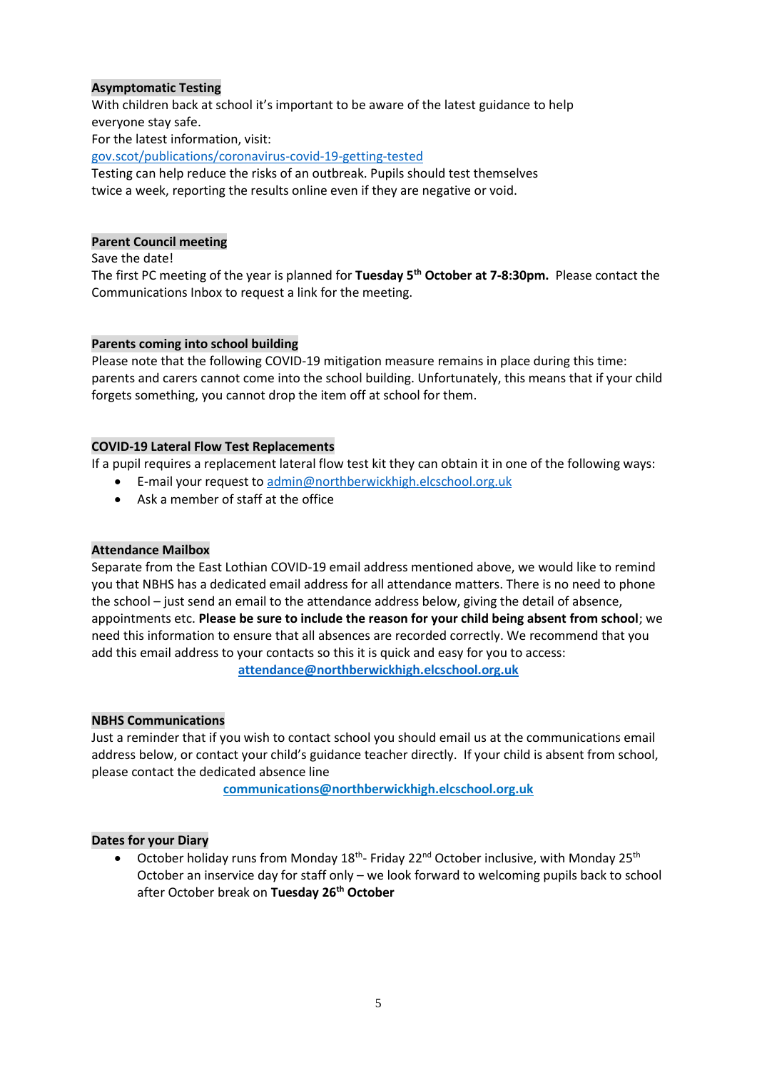## Asymptomatic Testing

With children back at school it's important to be aware of the latest guidance to help everyone stay safe.
For the latest information, visit:
[gov.scot/publications/coronavirus-covid-19-getting-tested](gov.scot/publications/coronavirus-covid-19-getting-tested)
Testing can help reduce the risks of an outbreak. Pupils should test themselves twice a week, reporting the results online even if they are negative or void.

## Parent Council meeting

Save the date!
The first PC meeting of the year is planned for **Tuesday 5th October at 7-8:30pm.** Please contact the Communications Inbox to request a link for the meeting.

## Parents coming into school building

Please note that the following COVID-19 mitigation measure remains in place during this time: parents and carers cannot come into the school building. Unfortunately, this means that if your child forgets something, you cannot drop the item off at school for them.

## COVID-19 Lateral Flow Test Replacements

If a pupil requires a replacement lateral flow test kit they can obtain it in one of the following ways:

- E-mail your request to admin@northberwickhigh.elcschool.org.uk
- Ask a member of staff at the office

## Attendance Mailbox

Separate from the East Lothian COVID-19 email address mentioned above, we would like to remind you that NBHS has a dedicated email address for all attendance matters. There is no need to phone the school – just send an email to the attendance address below, giving the detail of absence, appointments etc. **Please be sure to include the reason for your child being absent from school**; we need this information to ensure that all absences are recorded correctly. We recommend that you add this email address to your contacts so this it is quick and easy for you to access:

**attendance@northberwickhigh.elcschool.org.uk**

## NBHS Communications

Just a reminder that if you wish to contact school you should email us at the communications email address below, or contact your child's guidance teacher directly. If your child is absent from school, please contact the dedicated absence line

**communications@northberwickhigh.elcschool.org.uk**

## Dates for your Diary

- October holiday runs from Monday 18th- Friday 22nd October inclusive, with Monday 25th October an inservice day for staff only – we look forward to welcoming pupils back to school after October break on **Tuesday 26th October**